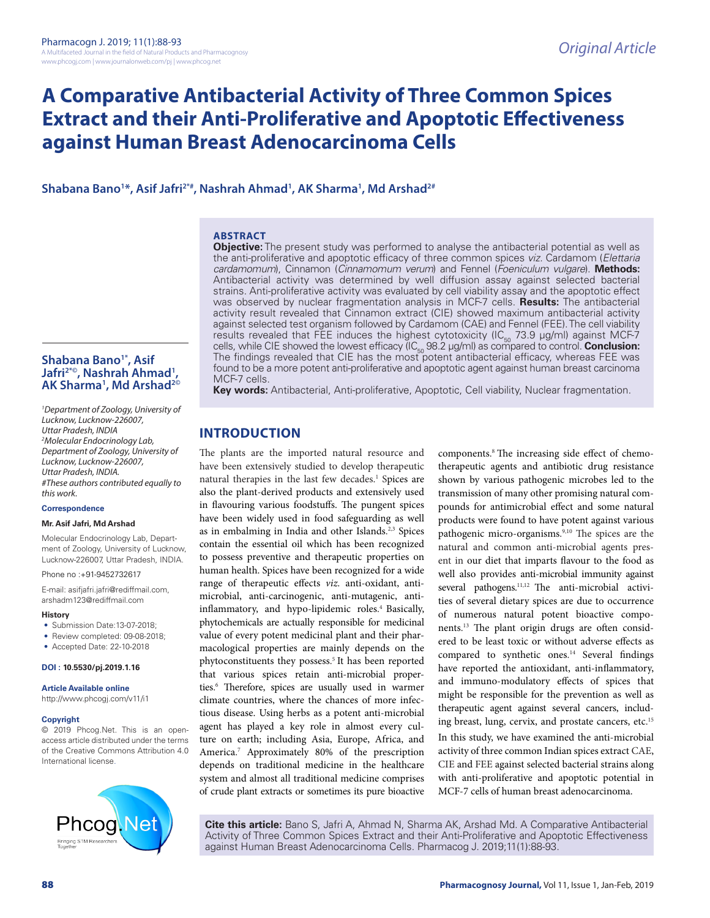Original Article

# A Comparative Antibacterial Activity of Three Common Spices Extract and their Anti-Proliferative and Apoptotic Effectiveness against Human Breast Adenocarcinoma Cells

**Shabana Bano[1*], Asif Jafri[2*#], Nashrah Ahmad[1], AK Sharma[1], Md Arshad[2#]**

## ABSTRACT

**Objective:** The present study was performed to analyse the antibacterial potential as well as the anti-proliferative and apoptotic efficacy of three common spices *viz.* Cardamom (*Elettaria cardamomum*), Cinnamon (*Cinnamomum verum*) and Fennel (*Foeniculum vulgare*). **Methods:** Antibacterial activity was determined by well diffusion assay against selected bacterial strains. Anti-proliferative activity was evaluated by cell viability assay and the apoptotic effect was observed by nuclear fragmentation analysis in MCF-7 cells. **Results:** The antibacterial activity result revealed that Cinnamon extract (CIE) showed maximum antibacterial activity against selected test organism followed by Cardamom (CAE) and Fennel (FEE). The cell viability results revealed that FEE induces the highest cytotoxicity ($IC_{50}$ 73.9 μg/ml) against MCF-7 cells, while CIE showed the lowest efficacy ($IC_{50}$ 98.2 μg/ml) as compared to control. **Conclusion:** The findings revealed that CIE has the most potent antibacterial efficacy, whereas FEE was found to be a more potent anti-proliferative and apoptotic agent against human breast carcinoma MCF-7 cells.

**Key words:** Antibacterial, Anti-proliferative, Apoptotic, Cell viability, Nuclear fragmentation.

**Shabana Bano[1*], Asif Jafri[2*#], Nashrah Ahmad[1], AK Sharma[1], Md Arshad[2#]**

[1]Department of Zoology, University of Lucknow, Lucknow-226007, Uttar Pradesh, INDIA
[2]Molecular Endocrinology Lab, Department of Zoology, University of Lucknow, Lucknow-226007, Uttar Pradesh, INDIA.
#These authors contributed equally to this work.

**Correspondence**

**Mr. Asif Jafri, Md Arshad**

Molecular Endocrinology Lab, Department of Zoology, University of Lucknow, Lucknow-226007, Uttar Pradesh, INDIA.

Phone no :+91-9452732617

E-mail: asifjafri.jafri@rediffmail.com, arshadm123@rediffmail.com

**History**

- Submission Date:13-07-2018;
- Review completed: 09-08-2018;
- Accepted Date: 22-10-2018

**DOI : 10.5530/pj.2019.1.16**

**Article Available online**

http://www.phcogj.com/v11/i1

**Copyright**

© 2019 Phcog.Net. This is an open-access article distributed under the terms of the Creative Commons Attribution 4.0 International license.

## INTRODUCTION

The plants are the imported natural resource and have been extensively studied to develop therapeutic natural therapies in the last few decades.[1] Spices are also the plant-derived products and extensively used in flavouring various foodstuffs. The pungent spices have been widely used in food safeguarding as well as in embalming in India and other Islands.[2,3] Spices contain the essential oil which has been recognized to possess preventive and therapeutic properties on human health. Spices have been recognized for a wide range of therapeutic effects *viz.* anti-oxidant, anti-microbial, anti-carcinogenic, anti-mutagenic, anti-inflammatory, and hypo-lipidemic roles.[4] Basically, phytochemicals are actually responsible for medicinal value of every potent medicinal plant and their pharmacological properties are mainly depends on the phytoconstituents they possess.[5] It has been reported that various spices retain anti-microbial properties.[6] Therefore, spices are usually used in warmer climate countries, where the chances of more infectious disease. Using herbs as a potent anti-microbial agent has played a key role in almost every culture on earth; including Asia, Europe, Africa, and America.[7] Approximately 80% of the prescription depends on traditional medicine in the healthcare system and almost all traditional medicine comprises of crude plant extracts or sometimes its pure bioactive components.[8] The increasing side effect of chemotherapeutic agents and antibiotic drug resistance shown by various pathogenic microbes led to the transmission of many other promising natural compounds for antimicrobial effect and some natural products were found to have potent against various pathogenic micro-organisms.[9,10] The spices are the natural and common anti-microbial agents present in our diet that imparts flavour to the food as well also provides anti-microbial immunity against several pathogens.[11,12] The anti-microbial activities of several dietary spices are due to occurrence of numerous natural potent bioactive components.[13] The plant origin drugs are often considered to be least toxic or without adverse effects as compared to synthetic ones.[14] Several findings have reported the antioxidant, anti-inflammatory, and immuno-modulatory effects of spices that might be responsible for the prevention as well as therapeutic agent against several cancers, including breast, lung, cervix, and prostate cancers, etc.[15]

In this study, we have examined the anti-microbial activity of three common Indian spices extract CAE, CIE and FEE against selected bacterial strains along with anti-proliferative and apoptotic potential in MCF-7 cells of human breast adenocarcinoma.

**Cite this article:** Bano S, Jafri A, Ahmad N, Sharma AK, Arshad Md. A Comparative Antibacterial Activity of Three Common Spices Extract and their Anti-Proliferative and Apoptotic Effectiveness against Human Breast Adenocarcinoma Cells. Pharmacog J. 2019;11(1):88-93.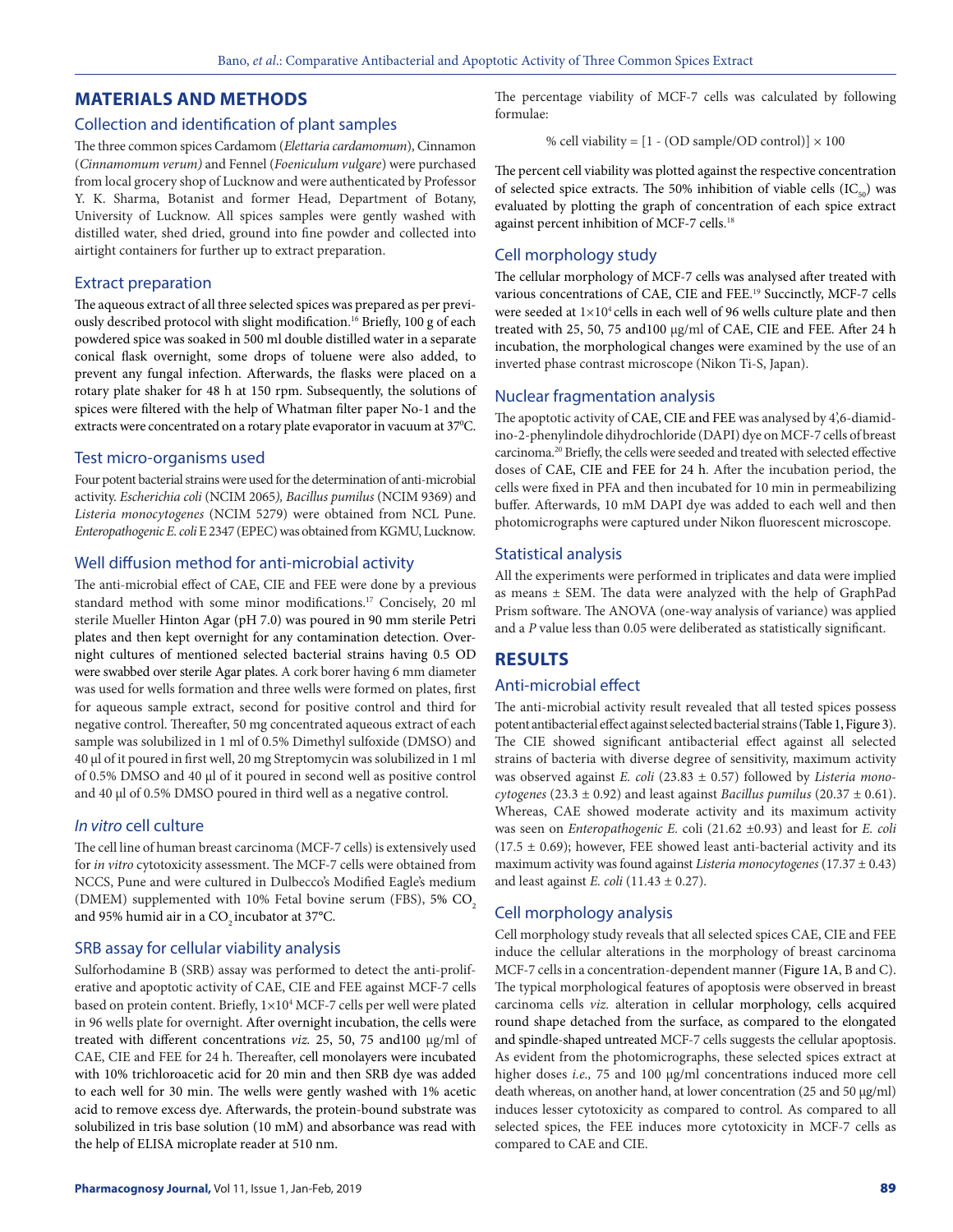## MATERIALS AND METHODS

### Collection and identification of plant samples

The three common spices Cardamom (*Elettaria cardamomum*), Cinnamon (*Cinnamomum verum)* and Fennel (*Foeniculum vulgare*) were purchased from local grocery shop of Lucknow and were authenticated by Professor Y. K. Sharma, Botanist and former Head, Department of Botany, University of Lucknow. All spices samples were gently washed with distilled water, shed dried, ground into fine powder and collected into airtight containers for further up to extract preparation.

### Extract preparation

The aqueous extract of all three selected spices was prepared as per previously described protocol with slight modification.[16] Briefly, 100 g of each powdered spice was soaked in 500 ml double distilled water in a separate conical flask overnight, some drops of toluene were also added, to prevent any fungal infection. Afterwards, the flasks were placed on a rotary plate shaker for 48 h at 150 rpm. Subsequently, the solutions of spices were filtered with the help of Whatman filter paper No-1 and the extracts were concentrated on a rotary plate evaporator in vacuum at 37$^0$C.

### Test micro-organisms used

Four potent bacterial strains were used for the determination of anti-microbial activity. *Escherichia coli* (NCIM 2065*), Bacillus pumilus* (NCIM 9369) and *Listeria monocytogenes* (NCIM 5279) were obtained from NCL Pune. *Enteropathogenic E. coli* E 2347 (EPEC) was obtained from KGMU, Lucknow.

### Well diffusion method for anti-microbial activity

The anti-microbial effect of CAE, CIE and FEE were done by a previous standard method with some minor modifications.[17] Concisely, 20 ml sterile Mueller Hinton Agar (pH 7.0) was poured in 90 mm sterile Petri plates and then kept overnight for any contamination detection. Overnight cultures of mentioned selected bacterial strains having 0.5 OD were swabbed over sterile Agar plates. A cork borer having 6 mm diameter was used for wells formation and three wells were formed on plates, first for aqueous sample extract, second for positive control and third for negative control. Thereafter, 50 mg concentrated aqueous extract of each sample was solubilized in 1 ml of 0.5% Dimethyl sulfoxide (DMSO) and 40 µl of it poured in first well, 20 mg Streptomycin was solubilized in 1 ml of 0.5% DMSO and 40 µl of it poured in second well as positive control and 40 µl of 0.5% DMSO poured in third well as a negative control.

### *In vitro* cell culture

The cell line of human breast carcinoma (MCF-7 cells) is extensively used for *in vitro* cytotoxicity assessment. The MCF-7 cells were obtained from NCCS, Pune and were cultured in Dulbecco's Modified Eagle's medium (DMEM) supplemented with 10% Fetal bovine serum (FBS), 5% $CO_2$ and 95% humid air in a $CO_2$ incubator at 37°C.

### SRB assay for cellular viability analysis

Sulforhodamine B (SRB) assay was performed to detect the anti-proliferative and apoptotic activity of CAE, CIE and FEE against MCF-7 cells based on protein content. Briefly, $1\times10^4$ MCF-7 cells per well were plated in 96 wells plate for overnight. After overnight incubation, the cells were treated with different concentrations *viz.* 25, 50, 75 and100 µg/ml of CAE, CIE and FEE for 24 h. Thereafter, cell monolayers were incubated with 10% trichloroacetic acid for 20 min and then SRB dye was added to each well for 30 min. The wells were gently washed with 1% acetic acid to remove excess dye. Afterwards, the protein-bound substrate was solubilized in tris base solution (10 mM) and absorbance was read with the help of ELISA microplate reader at 510 nm.

The percentage viability of MCF-7 cells was calculated by following formulae:

$$\% \text{ cell viability} = [1 - (\text{OD sample}/\text{OD control})] \times 100$$

The percent cell viability was plotted against the respective concentration of selected spice extracts. The 50% inhibition of viable cells ($IC_{50}$) was evaluated by plotting the graph of concentration of each spice extract against percent inhibition of MCF-7 cells.[18]

### Cell morphology study

The cellular morphology of MCF-7 cells was analysed after treated with various concentrations of CAE, CIE and FEE.[19] Succinctly, MCF-7 cells were seeded at $1\times10^4$ cells in each well of 96 wells culture plate and then treated with 25, 50, 75 and100 µg/ml of CAE, CIE and FEE. After 24 h incubation, the morphological changes were examined by the use of an inverted phase contrast microscope (Nikon Ti-S, Japan).

### Nuclear fragmentation analysis

The apoptotic activity of CAE, CIE and FEE was analysed by 4',6-diamidino-2-phenylindole dihydrochloride (DAPI) dye on MCF-7 cells of breast carcinoma.[20] Briefly, the cells were seeded and treated with selected effective doses of CAE, CIE and FEE for 24 h. After the incubation period, the cells were fixed in PFA and then incubated for 10 min in permeabilizing buffer. Afterwards, 10 mM DAPI dye was added to each well and then photomicrographs were captured under Nikon fluorescent microscope.

### Statistical analysis

All the experiments were performed in triplicates and data were implied as means ± SEM. The data were analyzed with the help of GraphPad Prism software. The ANOVA (one-way analysis of variance) was applied and a *P* value less than 0.05 were deliberated as statistically significant.

## RESULTS

### Anti-microbial effect

The anti-microbial activity result revealed that all tested spices possess potent antibacterial effect against selected bacterial strains (Table 1, Figure 3). The CIE showed significant antibacterial effect against all selected strains of bacteria with diverse degree of sensitivity, maximum activity was observed against *E. coli* (23.83 ± 0.57) followed by *Listeria monocytogenes* (23.3 ± 0.92) and least against *Bacillus pumilus* (20.37 ± 0.61). Whereas, CAE showed moderate activity and its maximum activity was seen on *Enteropathogenic E.* coli (21.62 ±0.93) and least for *E. coli* (17.5 ± 0.69); however, FEE showed least anti-bacterial activity and its maximum activity was found against *Listeria monocytogenes* (17.37 ± 0.43) and least against *E. coli* (11.43 ± 0.27).

### Cell morphology analysis

Cell morphology study reveals that all selected spices CAE, CIE and FEE induce the cellular alterations in the morphology of breast carcinoma MCF-7 cells in a concentration-dependent manner (Figure 1A, B and C). The typical morphological features of apoptosis were observed in breast carcinoma cells *viz.* alteration in cellular morphology, cells acquired round shape detached from the surface, as compared to the elongated and spindle-shaped untreated MCF-7 cells suggests the cellular apoptosis. As evident from the photomicrographs, these selected spices extract at higher doses *i.e.,* 75 and 100 µg/ml concentrations induced more cell death whereas, on another hand, at lower concentration (25 and 50 µg/ml) induces lesser cytotoxicity as compared to control. As compared to all selected spices, the FEE induces more cytotoxicity in MCF-7 cells as compared to CAE and CIE.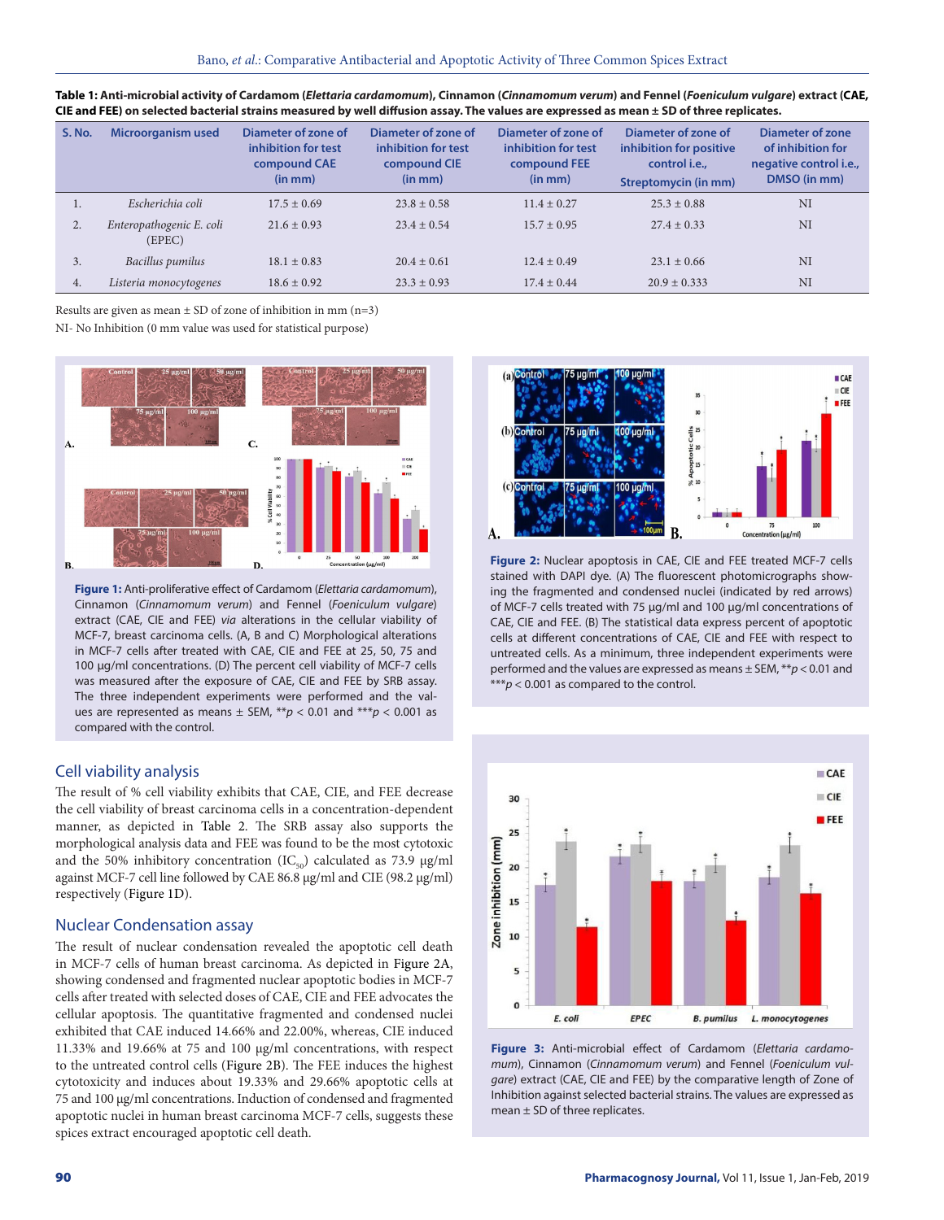**Table 1: Anti-microbial activity of Cardamom (*Elettaria cardamomum*), Cinnamon (*Cinnamomum verum*) and Fennel (*Foeniculum vulgare*) extract (CAE, CIE and FEE) on selected bacterial strains measured by well diffusion assay. The values are expressed as mean ± SD of three replicates.**

| S. No. | Microorganism used | Diameter of zone of inhibition for test compound CAE (in mm) | Diameter of zone of inhibition for test compound CIE (in mm) | Diameter of zone of inhibition for test compound FEE (in mm) | Diameter of zone of inhibition for positive control i.e., Streptomycin (in mm) | Diameter of zone of inhibition for negative control i.e., DMSO (in mm) |
|---|---|---|---|---|---|---|
| 1. | *Escherichia coli* | 17.5 ± 0.69 | 23.8 ± 0.58 | 11.4 ± 0.27 | 25.3 ± 0.88 | NI |
| 2. | *Enteropathogenic E. coli* (EPEC) | 21.6 ± 0.93 | 23.4 ± 0.54 | 15.7 ± 0.95 | 27.4 ± 0.33 | NI |
| 3. | *Bacillus pumilus* | 18.1 ± 0.83 | 20.4 ± 0.61 | 12.4 ± 0.49 | 23.1 ± 0.66 | NI |
| 4. | *Listeria monocytogenes* | 18.6 ± 0.92 | 23.3 ± 0.93 | 17.4 ± 0.44 | 20.9 ± 0.333 | NI |

Results are given as mean ± SD of zone of inhibition in mm (n=3)

NI- No Inhibition (0 mm value was used for statistical purpose)

**Figure 1:** Anti-proliferative effect of Cardamom (*Elettaria cardamomum*), Cinnamon (*Cinnamomum verum*) and Fennel (*Foeniculum vulgare*) extract (CAE, CIE and FEE) *via* alterations in the cellular viability of MCF-7, breast carcinoma cells. (A, B and C) Morphological alterations in MCF-7 cells after treated with CAE, CIE and FEE at 25, 50, 75 and 100 µg/ml concentrations. (D) The percent cell viability of MCF-7 cells was measured after the exposure of CAE, CIE and FEE by SRB assay. The three independent experiments were performed and the values are represented as means ± SEM, $^{**}p < 0.01$ and $^{***}p < 0.001$ as compared with the control.

## Cell viability analysis

The result of % cell viability exhibits that CAE, CIE, and FEE decrease the cell viability of breast carcinoma cells in a concentration-dependent manner, as depicted in Table 2. The SRB assay also supports the morphological analysis data and FEE was found to be the most cytotoxic and the 50% inhibitory concentration ($IC_{50}$) calculated as 73.9 µg/ml against MCF-7 cell line followed by CAE 86.8 µg/ml and CIE (98.2 µg/ml) respectively (Figure 1D).

## Nuclear Condensation assay

The result of nuclear condensation revealed the apoptotic cell death in MCF-7 cells of human breast carcinoma. As depicted in Figure 2A, showing condensed and fragmented nuclear apoptotic bodies in MCF-7 cells after treated with selected doses of CAE, CIE and FEE advocates the cellular apoptosis. The quantitative fragmented and condensed nuclei exhibited that CAE induced 14.66% and 22.00%, whereas, CIE induced 11.33% and 19.66% at 75 and 100 µg/ml concentrations, with respect to the untreated control cells (Figure 2B). The FEE induces the highest cytotoxicity and induces about 19.33% and 29.66% apoptotic cells at 75 and 100 µg/ml concentrations. Induction of condensed and fragmented apoptotic nuclei in human breast carcinoma MCF-7 cells, suggests these spices extract encouraged apoptotic cell death.

**Figure 2:** Nuclear apoptosis in CAE, CIE and FEE treated MCF-7 cells stained with DAPI dye. (A) The fluorescent photomicrographs showing the fragmented and condensed nuclei (indicated by red arrows) of MCF-7 cells treated with 75 µg/ml and 100 µg/ml concentrations of CAE, CIE and FEE. (B) The statistical data express percent of apoptotic cells at different concentrations of CAE, CIE and FEE with respect to untreated cells. As a minimum, three independent experiments were performed and the values are expressed as means ± SEM, $^{**}p < 0.01$ and $^{***}p < 0.001$ as compared to the control.

**Figure 3:** Anti-microbial effect of Cardamom (*Elettaria cardamomum*), Cinnamon (*Cinnamomum verum*) and Fennel (*Foeniculum vulgare*) extract (CAE, CIE and FEE) by the comparative length of Zone of Inhibition against selected bacterial strains. The values are expressed as mean ± SD of three replicates.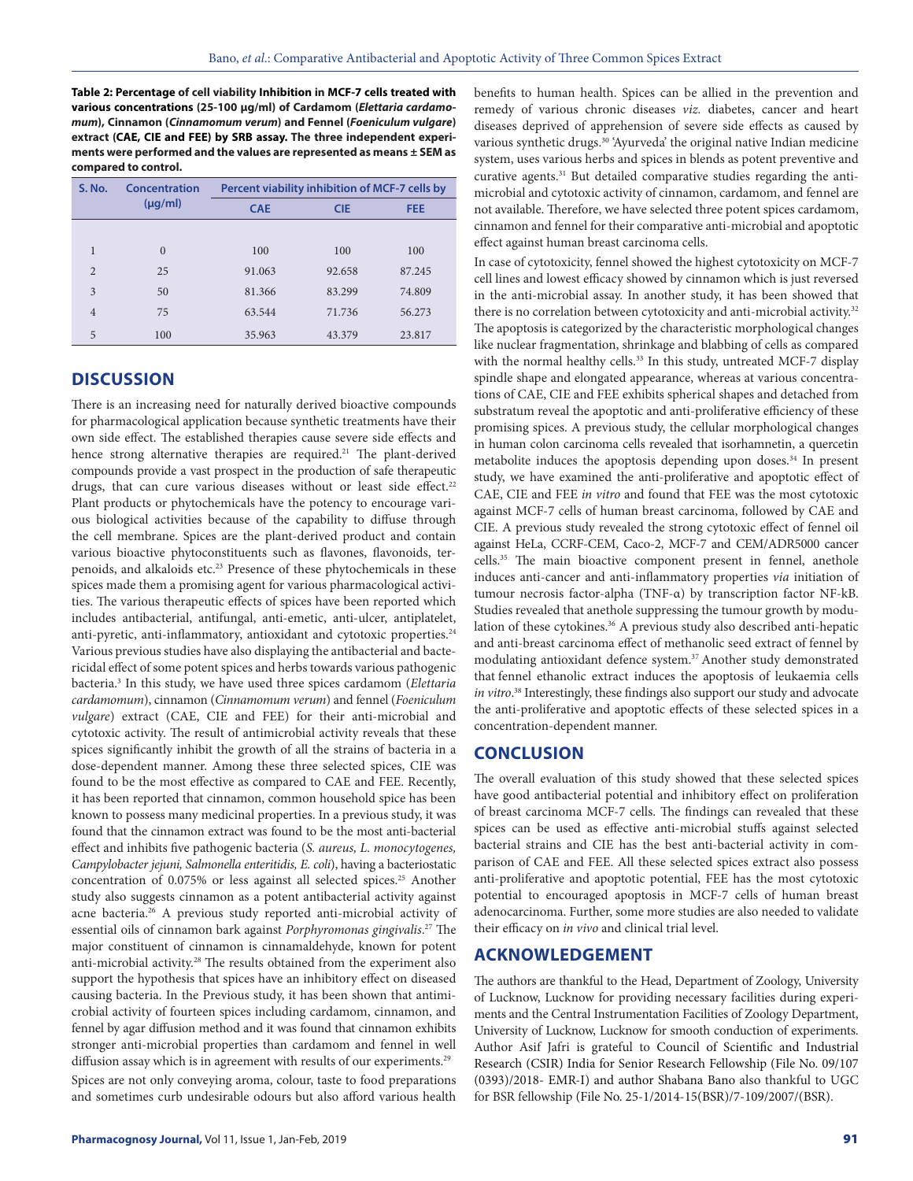**Table 2: Percentage of cell viability Inhibition in MCF-7 cells treated with various concentrations (25-100 µg/ml) of Cardamom (*Elettaria cardamomum*), Cinnamon (*Cinnamomum verum*) and Fennel (*Foeniculum vulgare*) extract (CAE, CIE and FEE) by SRB assay. The three independent experiments were performed and the values are represented as means ± SEM as compared to control.**

| S. No. | Concentration (µg/ml) | Percent viability inhibition of MCF-7 cells by | | |
|---|---|---|---|---|
| | | CAE | CIE | FEE |
| 1 | 0 | 100 | 100 | 100 |
| 2 | 25 | 91.063 | 92.658 | 87.245 |
| 3 | 50 | 81.366 | 83.299 | 74.809 |
| 4 | 75 | 63.544 | 71.736 | 56.273 |
| 5 | 100 | 35.963 | 43.379 | 23.817 |

## DISCUSSION

There is an increasing need for naturally derived bioactive compounds for pharmacological application because synthetic treatments have their own side effect. The established therapies cause severe side effects and hence strong alternative therapies are required.[21] The plant-derived compounds provide a vast prospect in the production of safe therapeutic drugs, that can cure various diseases without or least side effect.[22] Plant products or phytochemicals have the potency to encourage various biological activities because of the capability to diffuse through the cell membrane. Spices are the plant-derived product and contain various bioactive phytoconstituents such as flavones, flavonoids, terpenoids, and alkaloids etc.[23] Presence of these phytochemicals in these spices made them a promising agent for various pharmacological activities. The various therapeutic effects of spices have been reported which includes antibacterial, antifungal, anti-emetic, anti-ulcer, antiplatelet, anti-pyretic, anti-inflammatory, antioxidant and cytotoxic properties.[24] Various previous studies have also displaying the antibacterial and bactericidal effect of some potent spices and herbs towards various pathogenic bacteria.[3] In this study, we have used three spices cardamom (*Elettaria cardamomum*), cinnamon (*Cinnamomum verum*) and fennel (*Foeniculum vulgare*) extract (CAE, CIE and FEE) for their anti-microbial and cytotoxic activity. The result of antimicrobial activity reveals that these spices significantly inhibit the growth of all the strains of bacteria in a dose-dependent manner. Among these three selected spices, CIE was found to be the most effective as compared to CAE and FEE. Recently, it has been reported that cinnamon, common household spice has been known to possess many medicinal properties. In a previous study, it was found that the cinnamon extract was found to be the most anti-bacterial effect and inhibits five pathogenic bacteria (*S. aureus, L. monocytogenes, Campylobacter jejuni, Salmonella enteritidis, E. coli*), having a bacteriostatic concentration of 0.075% or less against all selected spices.[25] Another study also suggests cinnamon as a potent antibacterial activity against acne bacteria.[26] A previous study reported anti-microbial activity of essential oils of cinnamon bark against *Porphyromonas gingivalis*.[27] The major constituent of cinnamon is cinnamaldehyde, known for potent anti-microbial activity.[28] The results obtained from the experiment also support the hypothesis that spices have an inhibitory effect on diseased causing bacteria. In the Previous study, it has been shown that antimicrobial activity of fourteen spices including cardamom, cinnamon, and fennel by agar diffusion method and it was found that cinnamon exhibits stronger anti-microbial properties than cardamom and fennel in well diffusion assay which is in agreement with results of our experiments.[29]

Spices are not only conveying aroma, colour, taste to food preparations and sometimes curb undesirable odours but also afford various health benefits to human health. Spices can be allied in the prevention and remedy of various chronic diseases *viz.* diabetes, cancer and heart diseases deprived of apprehension of severe side effects as caused by various synthetic drugs.[30] 'Ayurveda' the original native Indian medicine system, uses various herbs and spices in blends as potent preventive and curative agents.[31] But detailed comparative studies regarding the anti-microbial and cytotoxic activity of cinnamon, cardamom, and fennel are not available. Therefore, we have selected three potent spices cardamom, cinnamon and fennel for their comparative anti-microbial and apoptotic effect against human breast carcinoma cells.

In case of cytotoxicity, fennel showed the highest cytotoxicity on MCF-7 cell lines and lowest efficacy showed by cinnamon which is just reversed in the anti-microbial assay. In another study, it has been showed that there is no correlation between cytotoxicity and anti-microbial activity.[32] The apoptosis is categorized by the characteristic morphological changes like nuclear fragmentation, shrinkage and blabbing of cells as compared with the normal healthy cells.[33] In this study, untreated MCF-7 display spindle shape and elongated appearance, whereas at various concentrations of CAE, CIE and FEE exhibits spherical shapes and detached from substratum reveal the apoptotic and anti-proliferative efficiency of these promising spices. A previous study, the cellular morphological changes in human colon carcinoma cells revealed that isorhamnetin, a quercetin metabolite induces the apoptosis depending upon doses.[34] In present study, we have examined the anti-proliferative and apoptotic effect of CAE, CIE and FEE *in vitro* and found that FEE was the most cytotoxic against MCF-7 cells of human breast carcinoma, followed by CAE and CIE. A previous study revealed the strong cytotoxic effect of fennel oil against HeLa, CCRF-CEM, Caco-2, MCF-7 and CEM/ADR5000 cancer cells.[35] The main bioactive component present in fennel, anethole induces anti-cancer and anti-inflammatory properties *via* initiation of tumour necrosis factor-alpha (TNF-α) by transcription factor NF-kB. Studies revealed that anethole suppressing the tumour growth by modulation of these cytokines.[36] A previous study also described anti-hepatic and anti-breast carcinoma effect of methanolic seed extract of fennel by modulating antioxidant defence system.[37] Another study demonstrated that fennel ethanolic extract induces the apoptosis of leukaemia cells *in vitro*.[38] Interestingly, these findings also support our study and advocate the anti-proliferative and apoptotic effects of these selected spices in a concentration-dependent manner.

## CONCLUSION

The overall evaluation of this study showed that these selected spices have good antibacterial potential and inhibitory effect on proliferation of breast carcinoma MCF-7 cells. The findings can revealed that these spices can be used as effective anti-microbial stuffs against selected bacterial strains and CIE has the best anti-bacterial activity in comparison of CAE and FEE. All these selected spices extract also possess anti-proliferative and apoptotic potential, FEE has the most cytotoxic potential to encouraged apoptosis in MCF-7 cells of human breast adenocarcinoma. Further, some more studies are also needed to validate their efficacy on *in vivo* and clinical trial level.

## ACKNOWLEDGEMENT

The authors are thankful to the Head, Department of Zoology, University of Lucknow, Lucknow for providing necessary facilities during experiments and the Central Instrumentation Facilities of Zoology Department, University of Lucknow, Lucknow for smooth conduction of experiments. Author Asif Jafri is grateful to Council of Scientific and Industrial Research (CSIR) India for Senior Research Fellowship (File No. 09/107 (0393)/2018- EMR-I) and author Shabana Bano also thankful to UGC for BSR fellowship (File No. 25-1/2014-15(BSR)/7-109/2007/(BSR).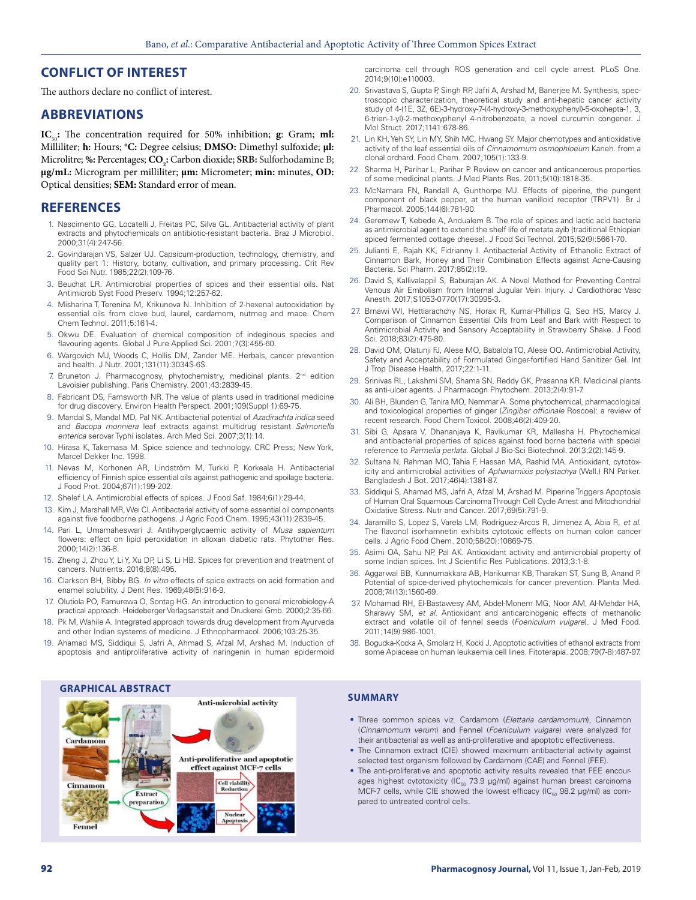## CONFLICT OF INTEREST

The authors declare no conflict of interest.

## ABBREVIATIONS

**$IC_{50}$:** The concentration required for 50% inhibition; **g**: Gram; **ml:** Milliliter; **h:** Hours; **°C:** Degree celsius; **DMSO:** Dimethyl sulfoxide; **µl:** Microlitre; **%:** Percentages; **$CO_2$:** Carbon dioxide; **SRB:** Sulforhodamine B; **µg/mL:** Microgram per milliliter; **µm:** Micrometer; **min:** minutes, **OD:** Optical densities; **SEM:** Standard error of mean.

## REFERENCES

1. Nascimento GG, Locatelli J, Freitas PC, Silva GL. Antibacterial activity of plant extracts and phytochemicals on antibiotic-resistant bacteria. Braz J Microbiol. 2000;31(4):247-56.
2. Govindarajan VS, Salzer UJ. Capsicum-production, technology, chemistry, and quality part 1: History, botany, cultivation, and primary processing. Crit Rev Food Sci Nutr. 1985;22(2):109-76.
3. Beuchat LR. Antimicrobial properties of spices and their essential oils. Nat Antimicrob Syst Food Preserv. 1994;12:257-62.
4. Misharina T, Terenina M, Krikunova N. Inhibition of 2-hexenal autooxidation by essential oils from clove bud, laurel, cardamom, nutmeg and mace. Chem Chem Technol. 2011;5:161-4.
5. Okwu DE. Evaluation of chemical composition of indeginous species and flavouring agents. Global J Pure Applied Sci. 2001;7(3):455-60.
6. Wargovich MJ, Woods C, Hollis DM, Zander ME. Herbals, cancer prevention and health. J Nutr. 2001;131(11):3034S-6S.
7. Bruneton J. Pharmacognosy, phytochemistry, medicinal plants. 2nd edition Lavoisier publishing. Paris Chemistry. 2001;43:2839-45.
8. Fabricant DS, Farnsworth NR. The value of plants used in traditional medicine for drug discovery. Environ Health Perspect. 2001;109(Suppl 1):69-75.
9. Mandal S, Mandal MD, Pal NK. Antibacterial potential of *Azadirachta indica* seed and *Bacopa monniera* leaf extracts against multidrug resistant *Salmonella enterica* serovar Typhi isolates. Arch Med Sci. 2007;3(1):14.
10. Hirasa K, Takemasa M. Spice science and technology. CRC Press; New York, Marcel Dekker Inc. 1998.
11. Nevas M, Korhonen AR, Lindström M, Turkki P, Korkeala H. Antibacterial efficiency of Finnish spice essential oils against pathogenic and spoilage bacteria. J Food Prot. 2004;67(1):199-202.
12. Shelef LA. Antimicrobial effects of spices. J Food Saf. 1984;6(1):29-44.
13. Kim J, Marshall MR, Wei CI. Antibacterial activity of some essential oil components against five foodborne pathogens. J Agric Food Chem. 1995;43(11):2839-45.
14. Pari L, Umamaheswari J. Antihyperglycaemic activity of *Musa sapientum* flowers: effect on lipid peroxidation in alloxan diabetic rats. Phytother Res. 2000;14(2):136-8.
15. Zheng J, Zhou Y, Li Y, Xu DP, Li S, Li HB. Spices for prevention and treatment of cancers. Nutrients. 2016;8(8):495.
16. Clarkson BH, Bibby BG. *In vitro* effects of spice extracts on acid formation and enamel solubility. J Dent Res. 1969;48(5):916-9.
17. Olutiola PO, Famurewa O, Sontag HG. An introduction to general microbiology-A practical approach. Heideberger Verlagsanstait and Druckerei Gmb. 2000;2:35-66.
18. Pk M, Wahile A. Integrated approach towards drug development from Ayurveda and other Indian systems of medicine. J Ethnopharmacol. 2006;103:25-35.
19. Ahamad MS, Siddiqui S, Jafri A, Ahmad S, Afzal M, Arshad M. Induction of apoptosis and antiproliferative activity of naringenin in human epidermoid carcinoma cell through ROS generation and cell cycle arrest. PLoS One. 2014;9(10):e110003.
20. Srivastava S, Gupta P, Singh RP, Jafri A, Arshad M, Banerjee M. Synthesis, spectroscopic characterization, theoretical study and anti-hepatic cancer activity study of 4-(1E, 3Z, 6E)-3-hydroxy-7-(4-hydroxy-3-methoxyphenyl)-5-oxohepta-1, 3, 6-trien-1-yl)-2-methoxyphenyl 4-nitrobenzoate, a novel curcumin congener. J Mol Struct. 2017;1141:678-86.
21. Lin KH, Yeh SY, Lin MY, Shih MC, Hwang SY. Major chemotypes and antioxidative activity of the leaf essential oils of *Cinnamomum osmophloeum* Kaneh. from a clonal orchard. Food Chem. 2007;105(1):133-9.
22. Sharma H, Parihar L, Parihar P. Review on cancer and anticancerous properties of some medicinal plants. J Med Plants Res. 2011;5(10):1818-35.
23. McNamara FN, Randall A, Gunthorpe MJ. Effects of piperine, the pungent component of black pepper, at the human vanilloid receptor (TRPV1). Br J Pharmacol. 2005;144(6):781-90.
24. Geremew T, Kebede A, Andualem B. The role of spices and lactic acid bacteria as antimicrobial agent to extend the shelf life of metata ayib (traditional Ethiopian spiced fermented cottage cheese). J Food Sci Technol. 2015;52(9):5661-70.
25. Julianti E, Rajah KK, Fidrianny I. Antibacterial Activity of Ethanolic Extract of Cinnamon Bark, Honey and Their Combination Effects against Acne-Causing Bacteria. Sci Pharm. 2017;85(2):19.
26. David S, Kallivalappil S, Baburajan AK. A Novel Method for Preventing Central Venous Air Embolism from Internal Jugular Vein Injury. J Cardiothorac Vasc Anesth. 2017;S1053-0770(17):30995-3.
27. Brnawi WI, Hettiarachchy NS, Horax R, Kumar-Phillips G, Seo HS, Marcy J. Comparison of Cinnamon Essential Oils from Leaf and Bark with Respect to Antimicrobial Activity and Sensory Acceptability in Strawberry Shake. J Food Sci. 2018;83(2):475-80.
28. David OM, Olatunji FJ, Alese MO, Babalola TO, Alese OO. Antimicrobial Activity, Safety and Acceptability of Formulated Ginger-fortified Hand Sanitizer Gel. Int J Trop Disease Health. 2017;22:1-11.
29. Srinivas RL, Lakshmi SM, Shama SN, Reddy GK, Prasanna KR. Medicinal plants as anti-ulcer agents. J Pharmacogn Phytochem. 2013;2(4):91-7.
30. Ali BH, Blunden G, Tanira MO, Nemmar A. Some phytochemical, pharmacological and toxicological properties of ginger (*Zingiber officinale* Roscoe): a review of recent research. Food Chem Toxicol. 2008;46(2):409-20.
31. Sibi G, Apsara V, Dhananjaya K, Ravikumar KR, Mallesha H. Phytochemical and antibacterial properties of spices against food borne bacteria with special reference to *Parmelia perlata*. Global J Bio-Sci Biotechnol. 2013;2(2):145-9.
32. Sultana N, Rahman MO, Tahia F, Hassan MA, Rashid MA. Antioxidant, cytotoxicity and antimicrobial activities of *Aphanamixis polystachya* (Wall.) RN Parker. Bangladesh J Bot. 2017;46(4):1381-87.
33. Siddiqui S, Ahamad MS, Jafri A, Afzal M, Arshad M. Piperine Triggers Apoptosis of Human Oral Squamous Carcinoma Through Cell Cycle Arrest and Mitochondrial Oxidative Stress. Nutr and Cancer. 2017;69(5):791-9.
34. Jaramillo S, Lopez S, Varela LM, Rodriguez-Arcos R, Jimenez A, Abia R, *et al.* The flavonol isorhamnetin exhibits cytotoxic effects on human colon cancer cells. J Agric Food Chem. 2010;58(20):10869-75.
35. Asimi OA, Sahu NP, Pal AK. Antioxidant activity and antimicrobial property of some Indian spices. Int J Scientific Res Publications. 2013;3:1-8.
36. Aggarwal BB, Kunnumakkara AB, Harikumar KB, Tharakan ST, Sung B, Anand P. Potential of spice-derived phytochemicals for cancer prevention. Planta Med. 2008;74(13):1560-69.
37. Mohamad RH, El-Bastawesy AM, Abdel-Monem MG, Noor AM, Al-Mehdar HA, Sharawy SM, *et al.* Antioxidant and anticarcinogenic effects of methanolic extract and volatile oil of fennel seeds (*Foeniculum vulgare*). J Med Food. 2011;14(9):986-1001.
38. Bogucka-Kocka A, Smolarz H, Kocki J. Apoptotic activities of ethanol extracts from some Apiaceae on human leukaemia cell lines. Fitoterapia. 2008;79(7-8):487-97.

## GRAPHICAL ABSTRACT

## SUMMARY

- Three common spices viz. Cardamom (*Elettaria cardamomum*), Cinnamon (*Cinnamomum verum*) and Fennel (*Foeniculum vulgare*) were analyzed for their antibacterial as well as anti-proliferative and apoptotic effectiveness.
- The Cinnamon extract (CIE) showed maximum antibacterial activity against selected test organism followed by Cardamom (CAE) and Fennel (FEE).
- The anti-proliferative and apoptotic activity results revealed that FEE encourages highest cytotoxicity ($IC_{50}$ 73.9 µg/ml) against human breast carcinoma MCF-7 cells, while CIE showed the lowest efficacy ($IC_{50}$ 98.2 µg/ml) as compared to untreated control cells.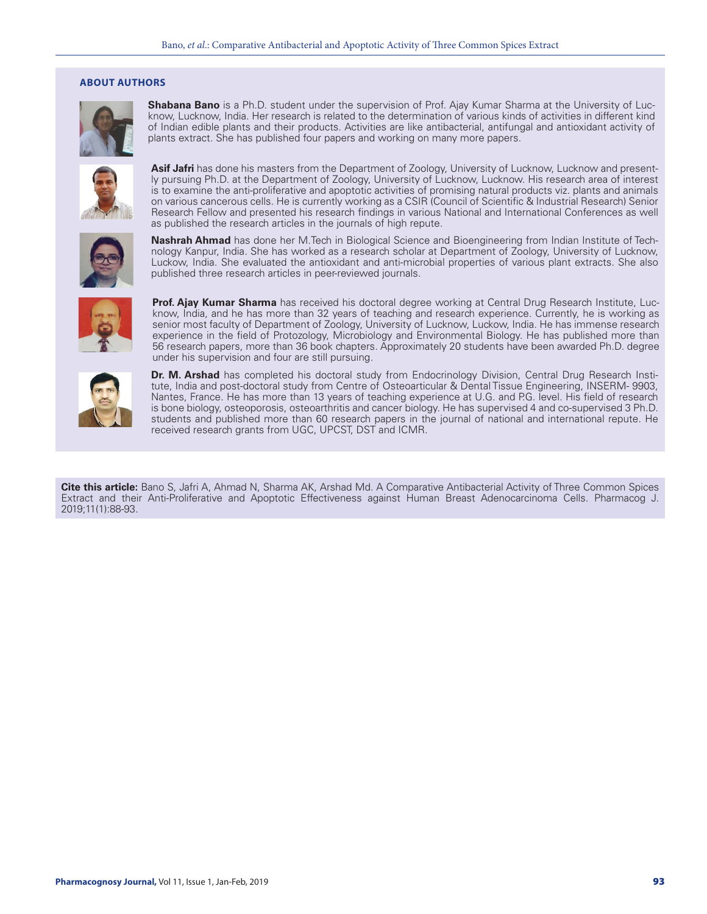## ABOUT AUTHORS

**Shabana Bano** is a Ph.D. student under the supervision of Prof. Ajay Kumar Sharma at the University of Lucknow, Lucknow, India. Her research is related to the determination of various kinds of activities in different kind of Indian edible plants and their products. Activities are like antibacterial, antifungal and antioxidant activity of plants extract. She has published four papers and working on many more papers.

**Asif Jafri** has done his masters from the Department of Zoology, University of Lucknow, Lucknow and presently pursuing Ph.D. at the Department of Zoology, University of Lucknow, Lucknow. His research area of interest is to examine the anti-proliferative and apoptotic activities of promising natural products viz. plants and animals on various cancerous cells. He is currently working as a CSIR (Council of Scientific & Industrial Research) Senior Research Fellow and presented his research findings in various National and International Conferences as well as published the research articles in the journals of high repute.

**Nashrah Ahmad** has done her M.Tech in Biological Science and Bioengineering from Indian Institute of Technology Kanpur, India. She has worked as a research scholar at Department of Zoology, University of Lucknow, Luckow, India. She evaluated the antioxidant and anti-microbial properties of various plant extracts. She also published three research articles in peer-reviewed journals.

**Prof. Ajay Kumar Sharma** has received his doctoral degree working at Central Drug Research Institute, Lucknow, India, and he has more than 32 years of teaching and research experience. Currently, he is working as senior most faculty of Department of Zoology, University of Lucknow, Luckow, India. He has immense research experience in the field of Protozology, Microbiology and Environmental Biology. He has published more than 56 research papers, more than 36 book chapters. Approximately 20 students have been awarded Ph.D. degree under his supervision and four are still pursuing.

**Dr. M. Arshad** has completed his doctoral study from Endocrinology Division, Central Drug Research Institute, India and post-doctoral study from Centre of Osteoarticular & Dental Tissue Engineering, INSERM- 9903, Nantes, France. He has more than 13 years of teaching experience at U.G. and P.G. level. His field of research is bone biology, osteoporosis, osteoarthritis and cancer biology. He has supervised 4 and co-supervised 3 Ph.D. students and published more than 60 research papers in the journal of national and international repute. He received research grants from UGC, UPCST, DST and ICMR.

**Cite this article:** Bano S, Jafri A, Ahmad N, Sharma AK, Arshad Md. A Comparative Antibacterial Activity of Three Common Spices Extract and their Anti-Proliferative and Apoptotic Effectiveness against Human Breast Adenocarcinoma Cells. Pharmacog J. 2019;11(1):88-93.